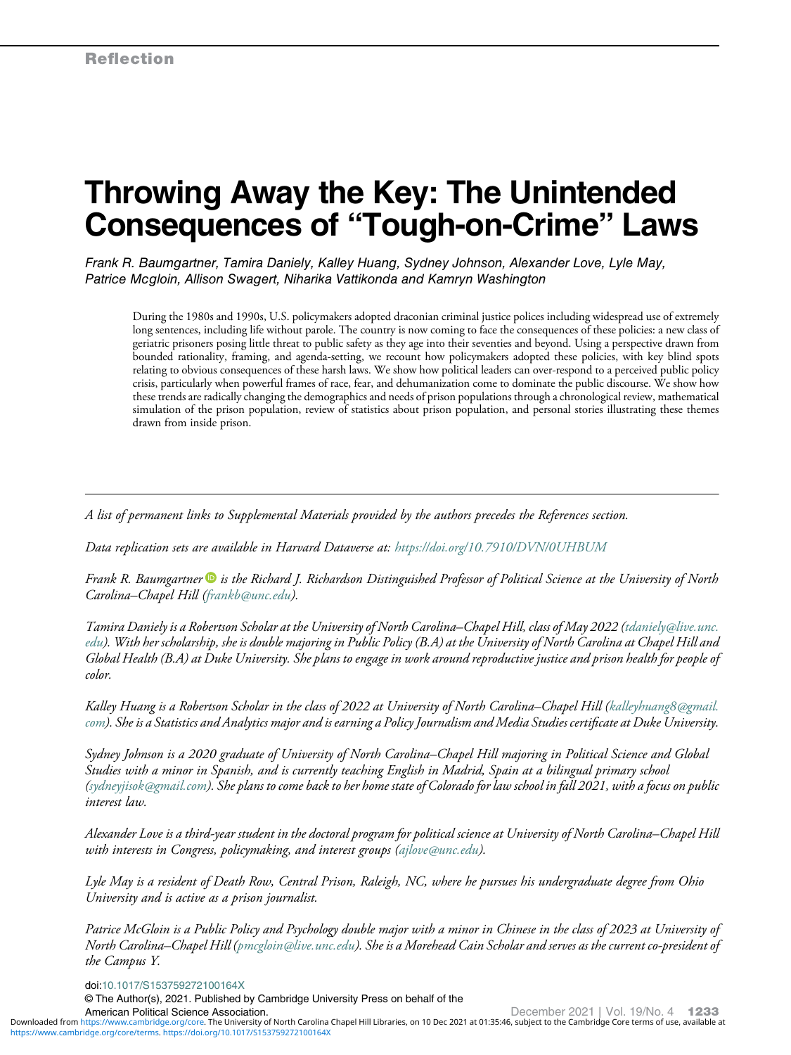**Reflection**

# Throwing Away the Key: The Unintended Consequences of "Tough-on-Crime" Laws

*Frank R. Baumgartner, Tamira Daniely, Kalley Huang, Sydney Johnson, Alexander Love, Lyle May, Patrice Mcgloin, Allison Swagert, Niharika Vattikonda and Kamryn Washington*

During the 1980s and 1990s, U.S. policymakers adopted draconian criminal justice polices including widespread use of extremely long sentences, including life without parole. The country is now coming to face the consequences of these policies: a new class of geriatric prisoners posing little threat to public safety as they age into their seventies and beyond. Using a perspective drawn from bounded rationality, framing, and agenda-setting, we recount how policymakers adopted these policies, with key blind spots relating to obvious consequences of these harsh laws. We show how political leaders can over-respond to a perceived public policy crisis, particularly when powerful frames of race, fear, and dehumanization come to dominate the public discourse. We show how these trends are radically changing the demographics and needs of prison populations through a chronological review, mathematical simulation of the prison population, review of statistics about prison population, and personal stories illustrating these themes drawn from inside prison.

---

*A list of permanent links to Supplemental Materials provided by the authors precedes the References section.*

*Data replication sets are available in Harvard Dataverse at: https://doi.org/10.7910/DVN/0UHBUM*

*Frank R. Baumgartner is the Richard J. Richardson Distinguished Professor of Political Science at the University of North Carolina–Chapel Hill (frankb@unc.edu).*

*Tamira Daniely is a Robertson Scholar at the University of North Carolina–Chapel Hill, class of May 2022 (tdaniely@live.unc.edu). With her scholarship, she is double majoring in Public Policy (B.A) at the University of North Carolina at Chapel Hill and Global Health (B.A) at Duke University. She plans to engage in work around reproductive justice and prison health for people of color.*

*Kalley Huang is a Robertson Scholar in the class of 2022 at University of North Carolina–Chapel Hill (kalleyhuang8@gmail.com). She is a Statistics and Analytics major and is earning a Policy Journalism and Media Studies certificate at Duke University.*

*Sydney Johnson is a 2020 graduate of University of North Carolina–Chapel Hill majoring in Political Science and Global Studies with a minor in Spanish, and is currently teaching English in Madrid, Spain at a bilingual primary school (sydneyjisok@gmail.com). She plans to come back to her home state of Colorado for law school in fall 2021, with a focus on public interest law.*

*Alexander Love is a third-year student in the doctoral program for political science at University of North Carolina–Chapel Hill with interests in Congress, policymaking, and interest groups (ajlove@unc.edu).*

*Lyle May is a resident of Death Row, Central Prison, Raleigh, NC, where he pursues his undergraduate degree from Ohio University and is active as a prison journalist.*

*Patrice McGloin is a Public Policy and Psychology double major with a minor in Chinese in the class of 2023 at University of North Carolina–Chapel Hill (pmcgloin@live.unc.edu). She is a Morehead Cain Scholar and serves as the current co-president of the Campus Y.*

doi:10.1017/S153759272100164X

© The Author(s), 2021. Published by Cambridge University Press on behalf of the American Political Science Association.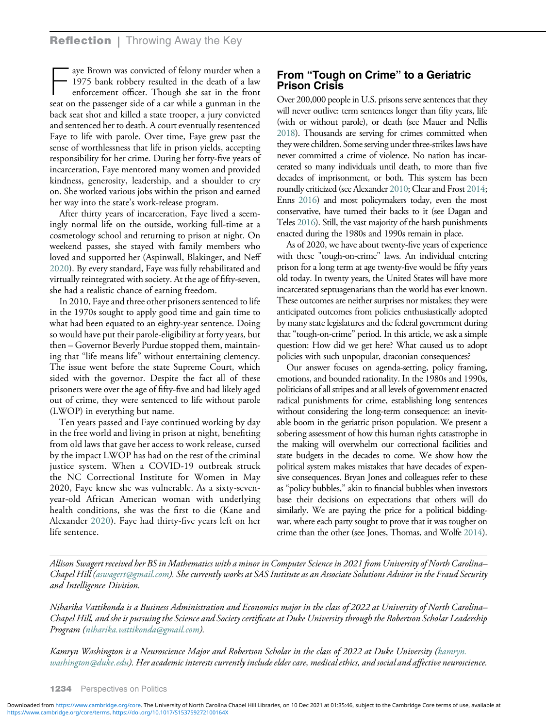Faye Brown was convicted of felony murder when a 1975 bank robbery resulted in the death of a law enforcement officer. Though she sat in the front seat on the passenger side of a car while a gunman in the back seat shot and killed a state trooper, a jury convicted and sentenced her to death. A court eventually resentenced Faye to life with parole. Over time, Faye grew past the sense of worthlessness that life in prison yields, accepting responsibility for her crime. During her forty-five years of incarceration, Faye mentored many women and provided kindness, generosity, leadership, and a shoulder to cry on. She worked various jobs within the prison and earned her way into the state's work-release program.

After thirty years of incarceration, Faye lived a seemingly normal life on the outside, working full-time at a cosmetology school and returning to prison at night. On weekend passes, she stayed with family members who loved and supported her (Aspinwall, Blakinger, and Neff 2020). By every standard, Faye was fully rehabilitated and virtually reintegrated with society. At the age of fifty-seven, she had a realistic chance of earning freedom.

In 2010, Faye and three other prisoners sentenced to life in the 1970s sought to apply good time and gain time to what had been equated to an eighty-year sentence. Doing so would have put their parole-eligibility at forty years, but then – Governor Beverly Purdue stopped them, maintaining that "life means life" without entertaining clemency. The issue went before the state Supreme Court, which sided with the governor. Despite the fact all of these prisoners were over the age of fifty-five and had likely aged out of crime, they were sentenced to life without parole (LWOP) in everything but name.

Ten years passed and Faye continued working by day in the free world and living in prison at night, benefiting from old laws that gave her access to work release, cursed by the impact LWOP has had on the rest of the criminal justice system. When a COVID-19 outbreak struck the NC Correctional Institute for Women in May 2020, Faye knew she was vulnerable. As a sixty-seven-year-old African American woman with underlying health conditions, she was the first to die (Kane and Alexander 2020). Faye had thirty-five years left on her life sentence.

## From "Tough on Crime" to a Geriatric Prison Crisis

Over 200,000 people in U.S. prisons serve sentences that they will never outlive: term sentences longer than fifty years, life (with or without parole), or death (see Mauer and Nellis 2018). Thousands are serving for crimes committed when they were children. Some serving under three-strikes laws have never committed a crime of violence. No nation has incarcerated so many individuals until death, to more than five decades of imprisonment, or both. This system has been roundly criticized (see Alexander 2010; Clear and Frost 2014; Enns 2016) and most policymakers today, even the most conservative, have turned their backs to it (see Dagan and Teles 2016). Still, the vast majority of the harsh punishments enacted during the 1980s and 1990s remain in place.

As of 2020, we have about twenty-five years of experience with these "tough-on-crime" laws. An individual entering prison for a long term at age twenty-five would be fifty years old today. In twenty years, the United States will have more incarcerated septuagenarians than the world has ever known. These outcomes are neither surprises nor mistakes; they were anticipated outcomes from policies enthusiastically adopted by many state legislatures and the federal government during that "tough-on-crime" period. In this article, we ask a simple question: How did we get here? What caused us to adopt policies with such unpopular, draconian consequences?

Our answer focuses on agenda-setting, policy framing, emotions, and bounded rationality. In the 1980s and 1990s, politicians of all stripes and at all levels of government enacted radical punishments for crime, establishing long sentences without considering the long-term consequence: an inevitable boom in the geriatric prison population. We present a sobering assessment of how this human rights catastrophe in the making will overwhelm our correctional facilities and state budgets in the decades to come. We show how the political system makes mistakes that have decades of expensive consequences. Bryan Jones and colleagues refer to these as "policy bubbles," akin to financial bubbles when investors base their decisions on expectations that others will do similarly. We are paying the price for a political bidding-war, where each party sought to prove that it was tougher on crime than the other (see Jones, Thomas, and Wolfe 2014).

---

*Allison Swagert received her BS in Mathematics with a minor in Computer Science in 2021 from University of North Carolina–Chapel Hill (aswagert@gmail.com). She currently works at SAS Institute as an Associate Solutions Advisor in the Fraud Security and Intelligence Division.*

*Niharika Vattikonda is a Business Administration and Economics major in the class of 2022 at University of North Carolina–Chapel Hill, and she is pursuing the Science and Society certificate at Duke University through the Robertson Scholar Leadership Program (niharika.vattikonda@gmail.com).*

*Kamryn Washington is a Neuroscience Major and Robertson Scholar in the class of 2022 at Duke University (kamryn.washington@duke.edu). Her academic interests currently include elder care, medical ethics, and social and affective neuroscience.*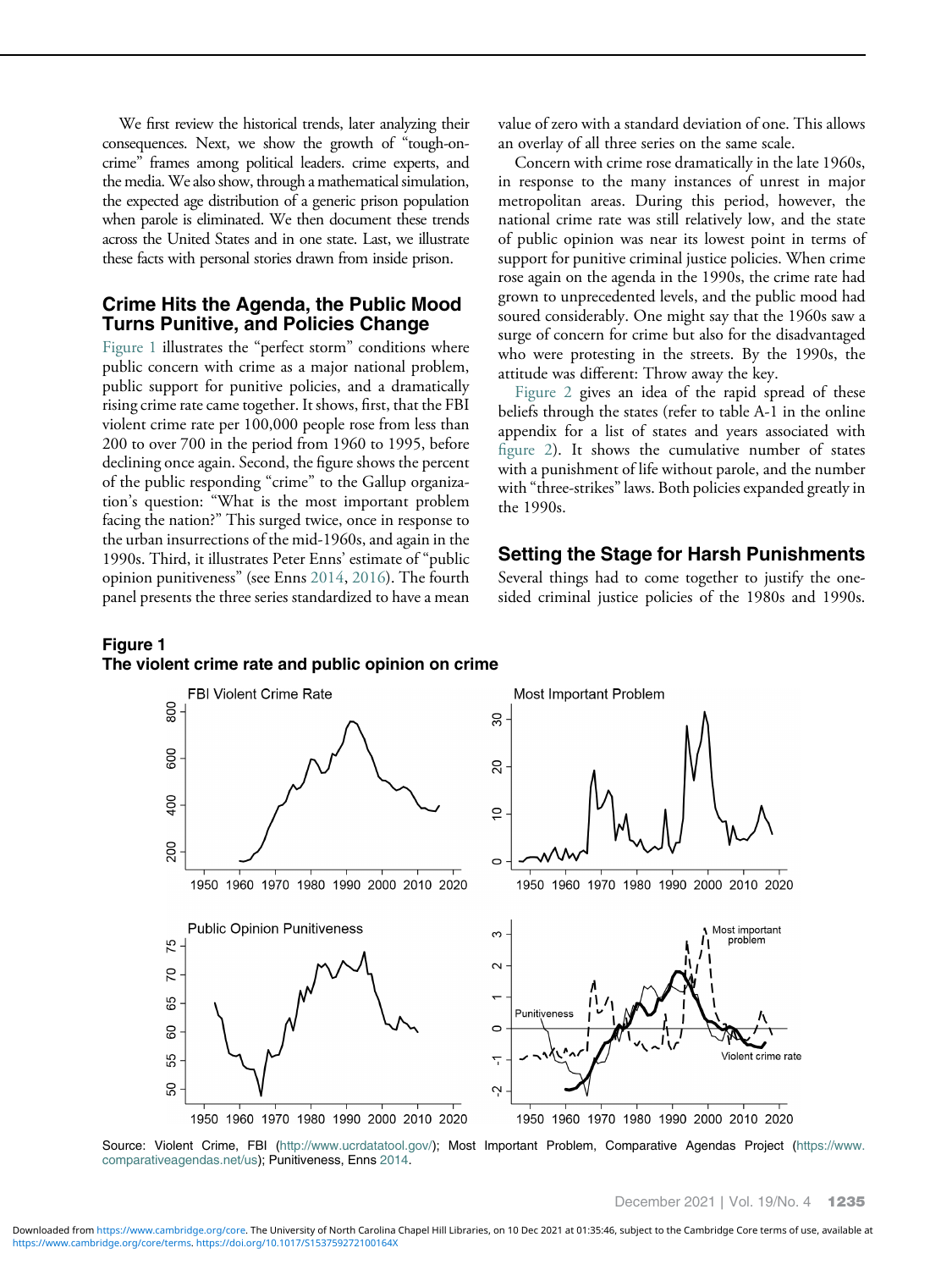We first review the historical trends, later analyzing their consequences. Next, we show the growth of "tough-on-crime" frames among political leaders. crime experts, and the media. We also show, through a mathematical simulation, the expected age distribution of a generic prison population when parole is eliminated. We then document these trends across the United States and in one state. Last, we illustrate these facts with personal stories drawn from inside prison.

## Crime Hits the Agenda, the Public Mood Turns Punitive, and Policies Change

Figure 1 illustrates the "perfect storm" conditions where public concern with crime as a major national problem, public support for punitive policies, and a dramatically rising crime rate came together. It shows, first, that the FBI violent crime rate per 100,000 people rose from less than 200 to over 700 in the period from 1960 to 1995, before declining once again. Second, the figure shows the percent of the public responding "crime" to the Gallup organization's question: "What is the most important problem facing the nation?" This surged twice, once in response to the urban insurrections of the mid-1960s, and again in the 1990s. Third, it illustrates Peter Enns' estimate of "public opinion punitiveness" (see Enns 2014, 2016). The fourth panel presents the three series standardized to have a mean value of zero with a standard deviation of one. This allows an overlay of all three series on the same scale.

Concern with crime rose dramatically in the late 1960s, in response to the many instances of unrest in major metropolitan areas. During this period, however, the national crime rate was still relatively low, and the state of public opinion was near its lowest point in terms of support for punitive criminal justice policies. When crime rose again on the agenda in the 1990s, the crime rate had grown to unprecedented levels, and the public mood had soured considerably. One might say that the 1960s saw a surge of concern for crime but also for the disadvantaged who were protesting in the streets. By the 1990s, the attitude was different: Throw away the key.

Figure 2 gives an idea of the rapid spread of these beliefs through the states (refer to table A-1 in the online appendix for a list of states and years associated with figure 2). It shows the cumulative number of states with a punishment of life without parole, and the number with "three-strikes" laws. Both policies expanded greatly in the 1990s.

## Setting the Stage for Harsh Punishments

Several things had to come together to justify the one-sided criminal justice policies of the 1980s and 1990s.

**Figure 1**
**The violent crime rate and public opinion on crime**

Source: Violent Crime, FBI (http://www.ucrdatatool.gov/); Most Important Problem, Comparative Agendas Project (https://www.comparativeagendas.net/us); Punitiveness, Enns 2014.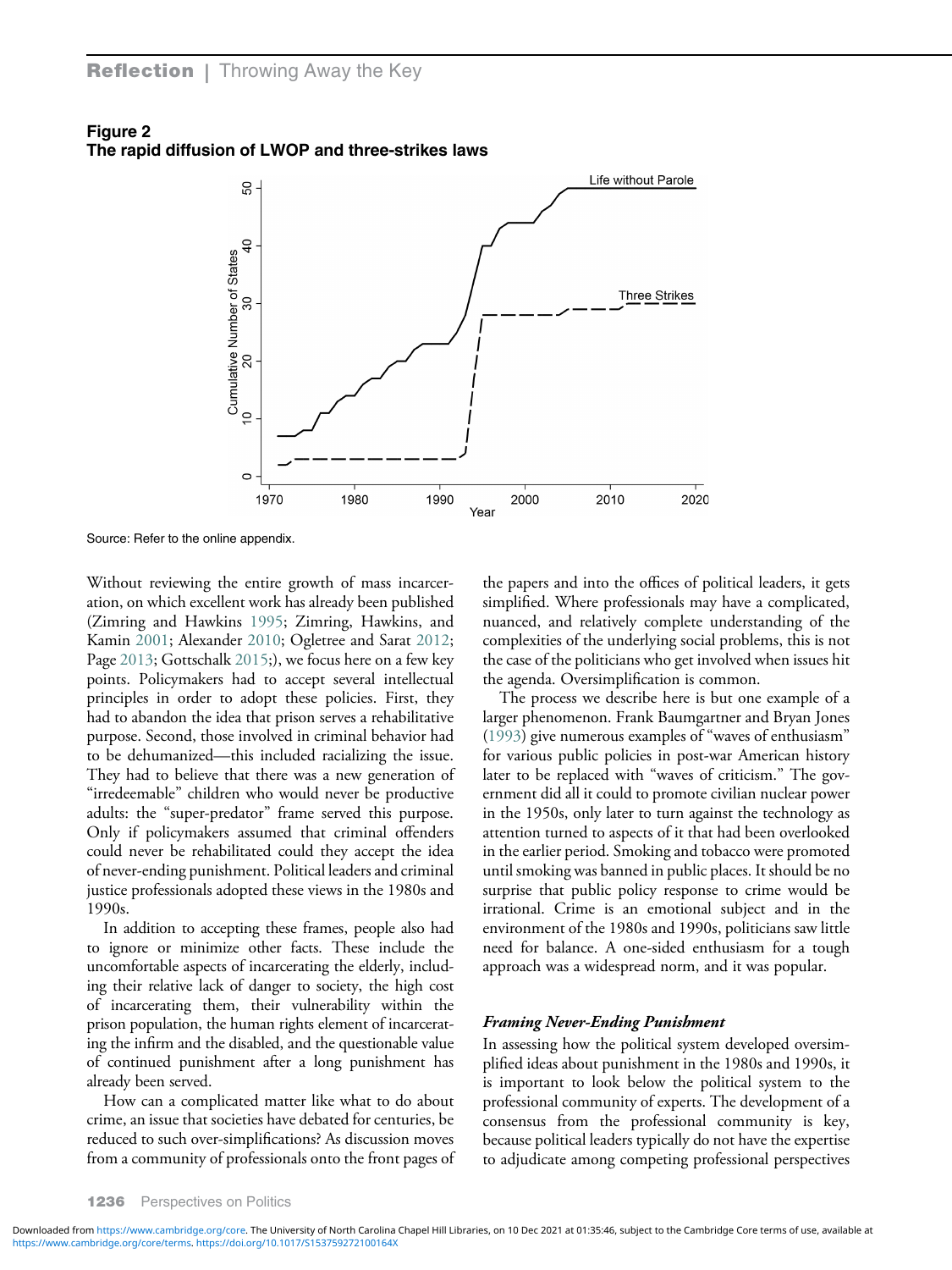**Figure 2**
**The rapid diffusion of LWOP and three-strikes laws**

Source: Refer to the online appendix.

Without reviewing the entire growth of mass incarceration, on which excellent work has already been published (Zimring and Hawkins 1995; Zimring, Hawkins, and Kamin 2001; Alexander 2010; Ogletree and Sarat 2012; Page 2013; Gottschalk 2015;), we focus here on a few key points. Policymakers had to accept several intellectual principles in order to adopt these policies. First, they had to abandon the idea that prison serves a rehabilitative purpose. Second, those involved in criminal behavior had to be dehumanized—this included racializing the issue. They had to believe that there was a new generation of "irredeemable" children who would never be productive adults: the "super-predator" frame served this purpose. Only if policymakers assumed that criminal offenders could never be rehabilitated could they accept the idea of never-ending punishment. Political leaders and criminal justice professionals adopted these views in the 1980s and 1990s.

In addition to accepting these frames, people also had to ignore or minimize other facts. These include the uncomfortable aspects of incarcerating the elderly, including their relative lack of danger to society, the high cost of incarcerating them, their vulnerability within the prison population, the human rights element of incarcerating the infirm and the disabled, and the questionable value of continued punishment after a long punishment has already been served.

How can a complicated matter like what to do about crime, an issue that societies have debated for centuries, be reduced to such over-simplifications? As discussion moves from a community of professionals onto the front pages of the papers and into the offices of political leaders, it gets simplified. Where professionals may have a complicated, nuanced, and relatively complete understanding of the complexities of the underlying social problems, this is not the case of the politicians who get involved when issues hit the agenda. Oversimplification is common.

The process we describe here is but one example of a larger phenomenon. Frank Baumgartner and Bryan Jones (1993) give numerous examples of "waves of enthusiasm" for various public policies in post-war American history later to be replaced with "waves of criticism." The government did all it could to promote civilian nuclear power in the 1950s, only later to turn against the technology as attention turned to aspects of it that had been overlooked in the earlier period. Smoking and tobacco were promoted until smoking was banned in public places. It should be no surprise that public policy response to crime would be irrational. Crime is an emotional subject and in the environment of the 1980s and 1990s, politicians saw little need for balance. A one-sided enthusiasm for a tough approach was a widespread norm, and it was popular.

### *Framing Never-Ending Punishment*

In assessing how the political system developed oversimplified ideas about punishment in the 1980s and 1990s, it is important to look below the political system to the professional community of experts. The development of a consensus from the professional community is key, because political leaders typically do not have the expertise to adjudicate among competing professional perspectives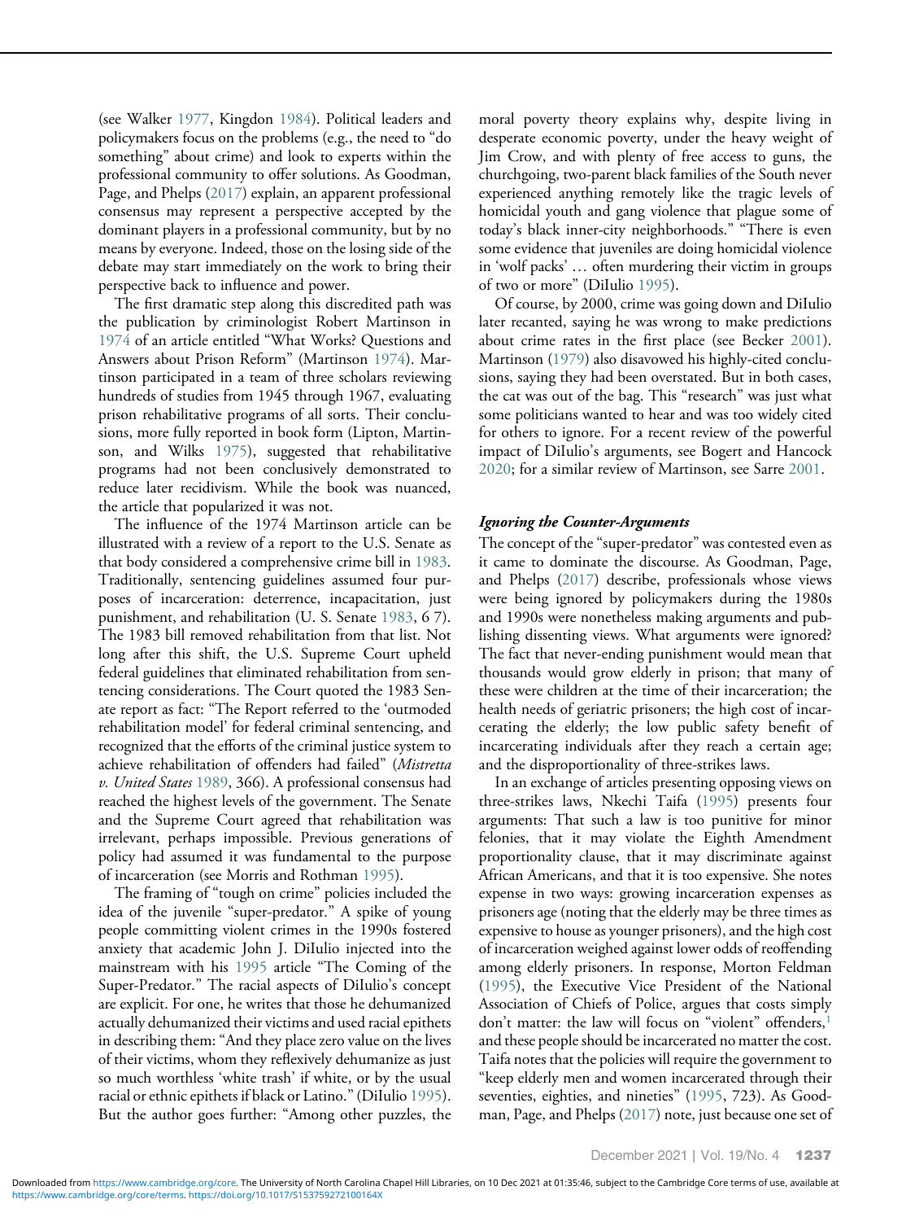(see Walker 1977, Kingdon 1984). Political leaders and policymakers focus on the problems (e.g., the need to "do something" about crime) and look to experts within the professional community to offer solutions. As Goodman, Page, and Phelps (2017) explain, an apparent professional consensus may represent a perspective accepted by the dominant players in a professional community, but by no means by everyone. Indeed, those on the losing side of the debate may start immediately on the work to bring their perspective back to influence and power.

The first dramatic step along this discredited path was the publication by criminologist Robert Martinson in 1974 of an article entitled "What Works? Questions and Answers about Prison Reform" (Martinson 1974). Martinson participated in a team of three scholars reviewing hundreds of studies from 1945 through 1967, evaluating prison rehabilitative programs of all sorts. Their conclusions, more fully reported in book form (Lipton, Martinson, and Wilks 1975), suggested that rehabilitative programs had not been conclusively demonstrated to reduce later recidivism. While the book was nuanced, the article that popularized it was not.

The influence of the 1974 Martinson article can be illustrated with a review of a report to the U.S. Senate as that body considered a comprehensive crime bill in 1983. Traditionally, sentencing guidelines assumed four purposes of incarceration: deterrence, incapacitation, just punishment, and rehabilitation (U. S. Senate 1983, 6 7). The 1983 bill removed rehabilitation from that list. Not long after this shift, the U.S. Supreme Court upheld federal guidelines that eliminated rehabilitation from sentencing considerations. The Court quoted the 1983 Senate report as fact: "The Report referred to the 'outmoded rehabilitation model' for federal criminal sentencing, and recognized that the efforts of the criminal justice system to achieve rehabilitation of offenders had failed" (*Mistretta v. United States* 1989, 366). A professional consensus had reached the highest levels of the government. The Senate and the Supreme Court agreed that rehabilitation was irrelevant, perhaps impossible. Previous generations of policy had assumed it was fundamental to the purpose of incarceration (see Morris and Rothman 1995).

The framing of "tough on crime" policies included the idea of the juvenile "super-predator." A spike of young people committing violent crimes in the 1990s fostered anxiety that academic John J. DiIulio injected into the mainstream with his 1995 article "The Coming of the Super-Predator." The racial aspects of DiIulio's concept are explicit. For one, he writes that those he dehumanized actually dehumanized their victims and used racial epithets in describing them: "And they place zero value on the lives of their victims, whom they reflexively dehumanize as just so much worthless 'white trash' if white, or by the usual racial or ethnic epithets if black or Latino." (DiIulio 1995). But the author goes further: "Among other puzzles, the moral poverty theory explains why, despite living in desperate economic poverty, under the heavy weight of Jim Crow, and with plenty of free access to guns, the churchgoing, two-parent black families of the South never experienced anything remotely like the tragic levels of homicidal youth and gang violence that plague some of today's black inner-city neighborhoods." "There is even some evidence that juveniles are doing homicidal violence in 'wolf packs' … often murdering their victim in groups of two or more" (DiIulio 1995).

Of course, by 2000, crime was going down and DiIulio later recanted, saying he was wrong to make predictions about crime rates in the first place (see Becker 2001). Martinson (1979) also disavowed his highly-cited conclusions, saying they had been overstated. But in both cases, the cat was out of the bag. This "research" was just what some politicians wanted to hear and was too widely cited for others to ignore. For a recent review of the powerful impact of DiIulio's arguments, see Bogert and Hancock 2020; for a similar review of Martinson, see Sarre 2001.

### *Ignoring the Counter-Arguments*

The concept of the "super-predator" was contested even as it came to dominate the discourse. As Goodman, Page, and Phelps (2017) describe, professionals whose views were being ignored by policymakers during the 1980s and 1990s were nonetheless making arguments and publishing dissenting views. What arguments were ignored? The fact that never-ending punishment would mean that thousands would grow elderly in prison; that many of these were children at the time of their incarceration; the health needs of geriatric prisoners; the high cost of incarcerating the elderly; the low public safety benefit of incarcerating individuals after they reach a certain age; and the disproportionality of three-strikes laws.

In an exchange of articles presenting opposing views on three-strikes laws, Nkechi Taifa (1995) presents four arguments: That such a law is too punitive for minor felonies, that it may violate the Eighth Amendment proportionality clause, that it may discriminate against African Americans, and that it is too expensive. She notes expense in two ways: growing incarceration expenses as prisoners age (noting that the elderly may be three times as expensive to house as younger prisoners), and the high cost of incarceration weighed against lower odds of reoffending among elderly prisoners. In response, Morton Feldman (1995), the Executive Vice President of the National Association of Chiefs of Police, argues that costs simply don't matter: the law will focus on "violent" offenders,[1] and these people should be incarcerated no matter the cost. Taifa notes that the policies will require the government to "keep elderly men and women incarcerated through their seventies, eighties, and nineties" (1995, 723). As Goodman, Page, and Phelps (2017) note, just because one set of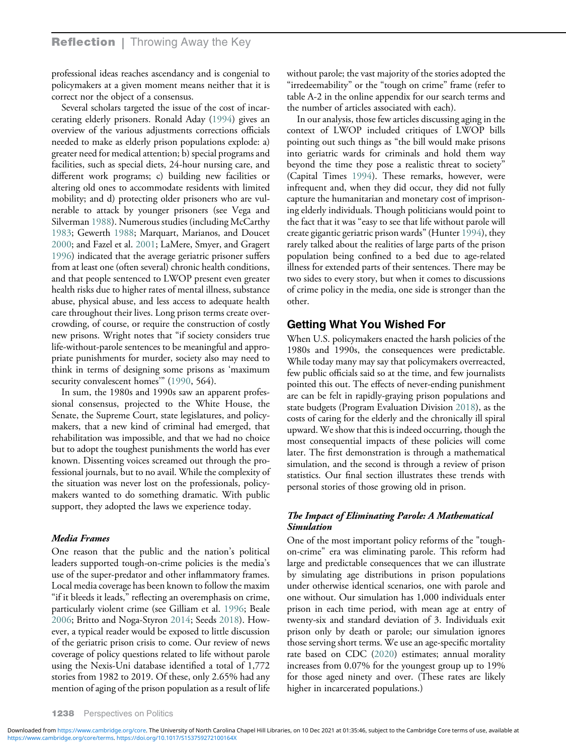professional ideas reaches ascendancy and is congenial to policymakers at a given moment means neither that it is correct nor the object of a consensus.

Several scholars targeted the issue of the cost of incarcerating elderly prisoners. Ronald Aday (1994) gives an overview of the various adjustments corrections officials needed to make as elderly prison populations explode: a) greater need for medical attention; b) special programs and facilities, such as special diets, 24-hour nursing care, and different work programs; c) building new facilities or altering old ones to accommodate residents with limited mobility; and d) protecting older prisoners who are vulnerable to attack by younger prisoners (see Vega and Silverman 1988). Numerous studies (including McCarthy 1983; Gewerth 1988; Marquart, Marianos, and Doucet 2000; and Fazel et al. 2001; LaMere, Smyer, and Gragert 1996) indicated that the average geriatric prisoner suffers from at least one (often several) chronic health conditions, and that people sentenced to LWOP present even greater health risks due to higher rates of mental illness, substance abuse, physical abuse, and less access to adequate health care throughout their lives. Long prison terms create overcrowding, of course, or require the construction of costly new prisons. Wright notes that "if society considers true life-without-parole sentences to be meaningful and appropriate punishments for murder, society also may need to think in terms of designing some prisons as 'maximum security convalescent homes'" (1990, 564).

In sum, the 1980s and 1990s saw an apparent professional consensus, projected to the White House, the Senate, the Supreme Court, state legislatures, and policymakers, that a new kind of criminal had emerged, that rehabilitation was impossible, and that we had no choice but to adopt the toughest punishments the world has ever known. Dissenting voices screamed out through the professional journals, but to no avail. While the complexity of the situation was never lost on the professionals, policymakers wanted to do something dramatic. With public support, they adopted the laws we experience today.

### *Media Frames*

One reason that the public and the nation's political leaders supported tough-on-crime policies is the media's use of the super-predator and other inflammatory frames. Local media coverage has been known to follow the maxim "if it bleeds it leads," reflecting an overemphasis on crime, particularly violent crime (see Gilliam et al. 1996; Beale 2006; Britto and Noga-Styron 2014; Seeds 2018). However, a typical reader would be exposed to little discussion of the geriatric prison crisis to come. Our review of news coverage of policy questions related to life without parole using the Nexis-Uni database identified a total of 1,772 stories from 1982 to 2019. Of these, only 2.65% had any mention of aging of the prison population as a result of life without parole; the vast majority of the stories adopted the "irredeemability" or the "tough on crime" frame (refer to table A-2 in the online appendix for our search terms and the number of articles associated with each).

In our analysis, those few articles discussing aging in the context of LWOP included critiques of LWOP bills pointing out such things as "the bill would make prisons into geriatric wards for criminals and hold them way beyond the time they pose a realistic threat to society" (Capital Times 1994). These remarks, however, were infrequent and, when they did occur, they did not fully capture the humanitarian and monetary cost of imprisoning elderly individuals. Though politicians would point to the fact that it was "easy to see that life without parole will create gigantic geriatric prison wards" (Hunter 1994), they rarely talked about the realities of large parts of the prison population being confined to a bed due to age-related illness for extended parts of their sentences. There may be two sides to every story, but when it comes to discussions of crime policy in the media, one side is stronger than the other.

## Getting What You Wished For

When U.S. policymakers enacted the harsh policies of the 1980s and 1990s, the consequences were predictable. While today many may say that policymakers overreacted, few public officials said so at the time, and few journalists pointed this out. The effects of never-ending punishment are can be felt in rapidly-graying prison populations and state budgets (Program Evaluation Division 2018), as the costs of caring for the elderly and the chronically ill spiral upward. We show that this is indeed occurring, though the most consequential impacts of these policies will come later. The first demonstration is through a mathematical simulation, and the second is through a review of prison statistics. Our final section illustrates these trends with personal stories of those growing old in prison.

### *The Impact of Eliminating Parole: A Mathematical Simulation*

One of the most important policy reforms of the "tough-on-crime" era was eliminating parole. This reform had large and predictable consequences that we can illustrate by simulating age distributions in prison populations under otherwise identical scenarios, one with parole and one without. Our simulation has 1,000 individuals enter prison in each time period, with mean age at entry of twenty-six and standard deviation of 3. Individuals exit prison only by death or parole; our simulation ignores those serving short terms. We use an age-specific mortality rate based on CDC (2020) estimates; annual morality increases from 0.07% for the youngest group up to 19% for those aged ninety and over. (These rates are likely higher in incarcerated populations.)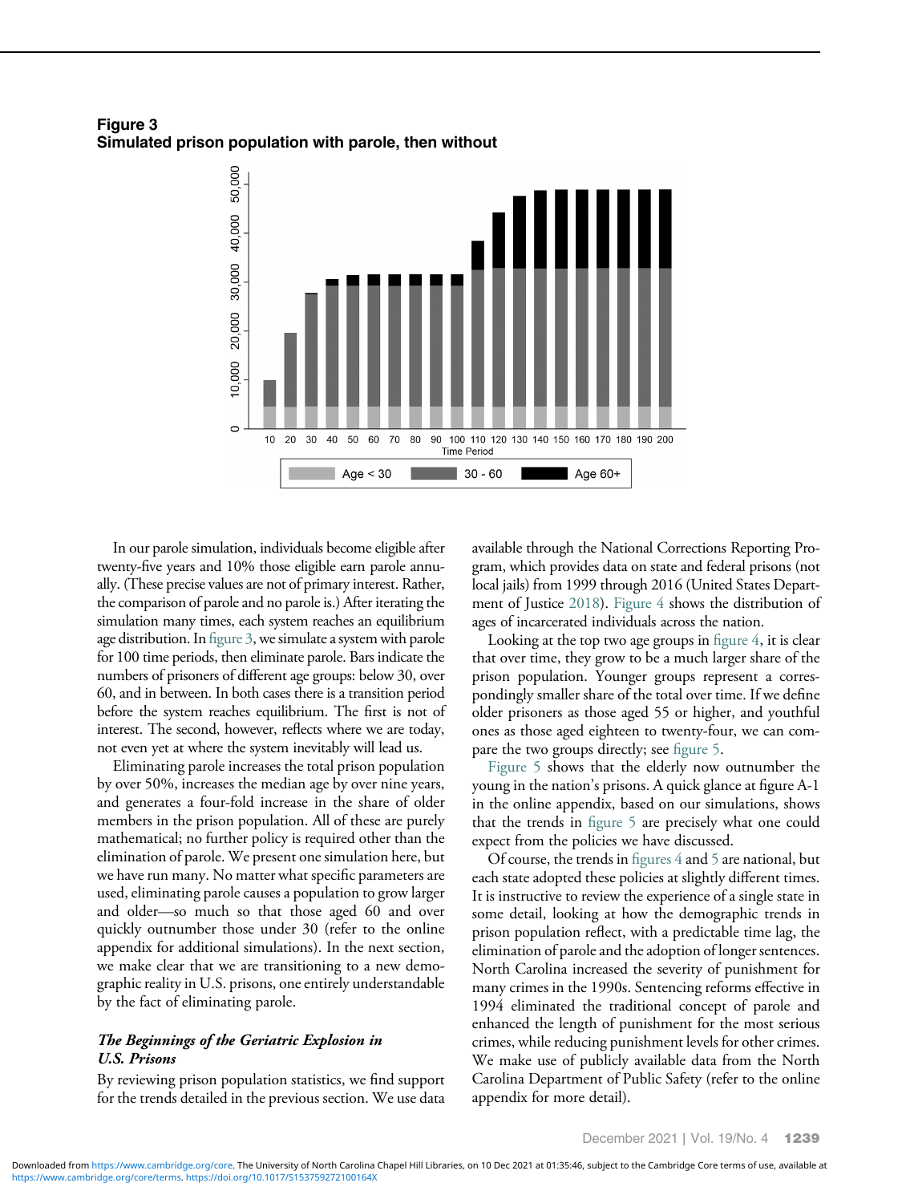**Figure 3**
**Simulated prison population with parole, then without**

In our parole simulation, individuals become eligible after twenty-five years and 10% those eligible earn parole annually. (These precise values are not of primary interest. Rather, the comparison of parole and no parole is.) After iterating the simulation many times, each system reaches an equilibrium age distribution. In figure 3, we simulate a system with parole for 100 time periods, then eliminate parole. Bars indicate the numbers of prisoners of different age groups: below 30, over 60, and in between. In both cases there is a transition period before the system reaches equilibrium. The first is not of interest. The second, however, reflects where we are today, not even yet at where the system inevitably will lead us.

Eliminating parole increases the total prison population by over 50%, increases the median age by over nine years, and generates a four-fold increase in the share of older members in the prison population. All of these are purely mathematical; no further policy is required other than the elimination of parole. We present one simulation here, but we have run many. No matter what specific parameters are used, eliminating parole causes a population to grow larger and older—so much so that those aged 60 and over quickly outnumber those under 30 (refer to the online appendix for additional simulations). In the next section, we make clear that we are transitioning to a new demographic reality in U.S. prisons, one entirely understandable by the fact of eliminating parole.

### *The Beginnings of the Geriatric Explosion in U.S. Prisons*

By reviewing prison population statistics, we find support for the trends detailed in the previous section. We use data available through the National Corrections Reporting Program, which provides data on state and federal prisons (not local jails) from 1999 through 2016 (United States Department of Justice 2018). Figure 4 shows the distribution of ages of incarcerated individuals across the nation.

Looking at the top two age groups in figure 4, it is clear that over time, they grow to be a much larger share of the prison population. Younger groups represent a correspondingly smaller share of the total over time. If we define older prisoners as those aged 55 or higher, and youthful ones as those aged eighteen to twenty-four, we can compare the two groups directly; see figure 5.

Figure 5 shows that the elderly now outnumber the young in the nation's prisons. A quick glance at figure A-1 in the online appendix, based on our simulations, shows that the trends in figure 5 are precisely what one could expect from the policies we have discussed.

Of course, the trends in figures 4 and 5 are national, but each state adopted these policies at slightly different times. It is instructive to review the experience of a single state in some detail, looking at how the demographic trends in prison population reflect, with a predictable time lag, the elimination of parole and the adoption of longer sentences. North Carolina increased the severity of punishment for many crimes in the 1990s. Sentencing reforms effective in 1994 eliminated the traditional concept of parole and enhanced the length of punishment for the most serious crimes, while reducing punishment levels for other crimes. We make use of publicly available data from the North Carolina Department of Public Safety (refer to the online appendix for more detail).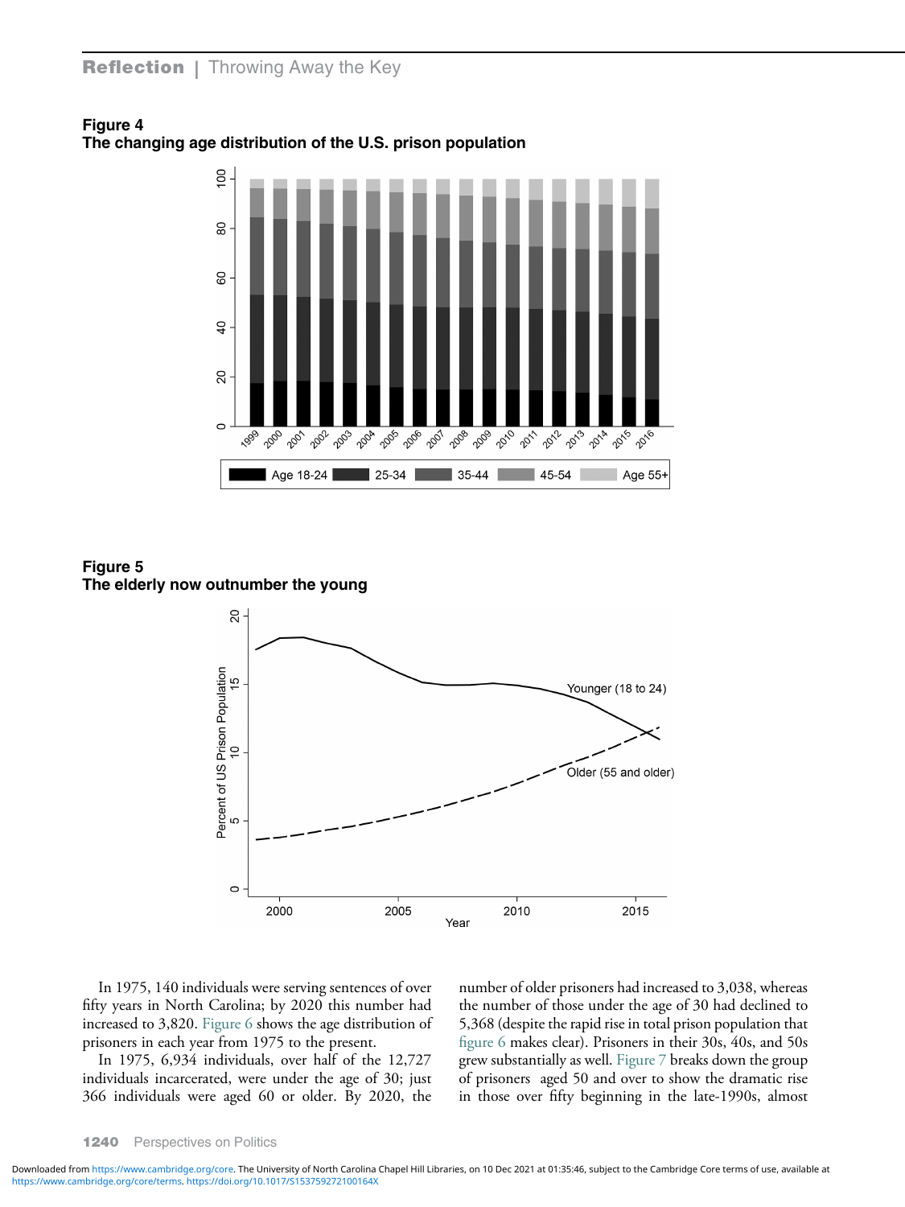**Figure 4**
**The changing age distribution of the U.S. prison population**

**Figure 5**
**The elderly now outnumber the young**

In 1975, 140 individuals were serving sentences of over fifty years in North Carolina; by 2020 this number had increased to 3,820. Figure 6 shows the age distribution of prisoners in each year from 1975 to the present.

In 1975, 6,934 individuals, over half of the 12,727 individuals incarcerated, were under the age of 30; just 366 individuals were aged 60 or older. By 2020, the number of older prisoners had increased to 3,038, whereas the number of those under the age of 30 had declined to 5,368 (despite the rapid rise in total prison population that figure 6 makes clear). Prisoners in their 30s, 40s, and 50s grew substantially as well. Figure 7 breaks down the group of prisoners aged 50 and over to show the dramatic rise in those over fifty beginning in the late-1990s, almost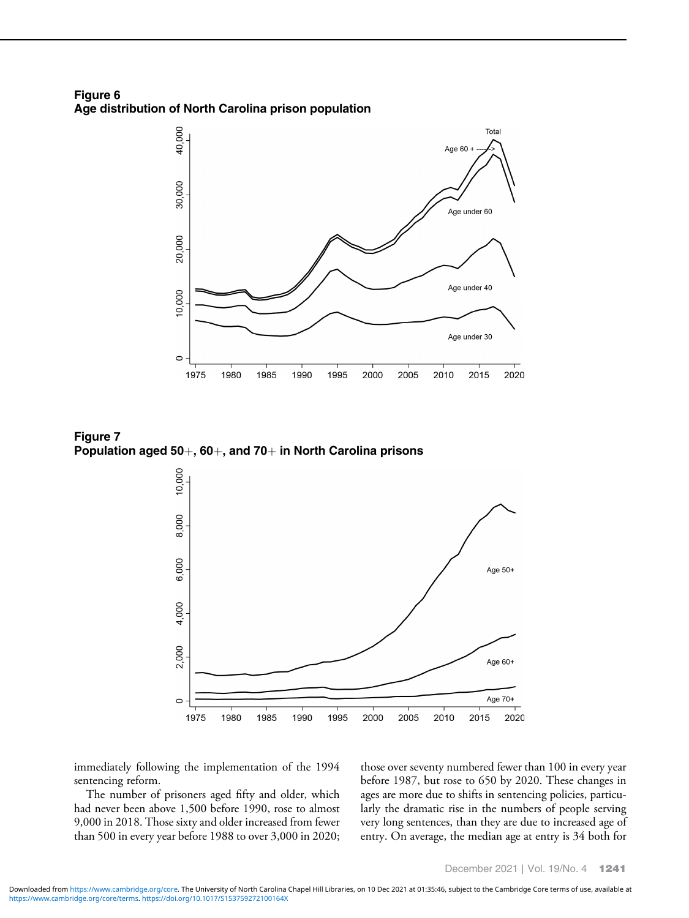**Figure 6**
**Age distribution of North Carolina prison population**

**Figure 7**
**Population aged 50+, 60+, and 70+ in North Carolina prisons**

immediately following the implementation of the 1994 sentencing reform.

The number of prisoners aged fifty and older, which had never been above 1,500 before 1990, rose to almost 9,000 in 2018. Those sixty and older increased from fewer than 500 in every year before 1988 to over 3,000 in 2020; those over seventy numbered fewer than 100 in every year before 1987, but rose to 650 by 2020. These changes in ages are more due to shifts in sentencing policies, particularly the dramatic rise in the numbers of people serving very long sentences, than they are due to increased age of entry. On average, the median age at entry is 34 both for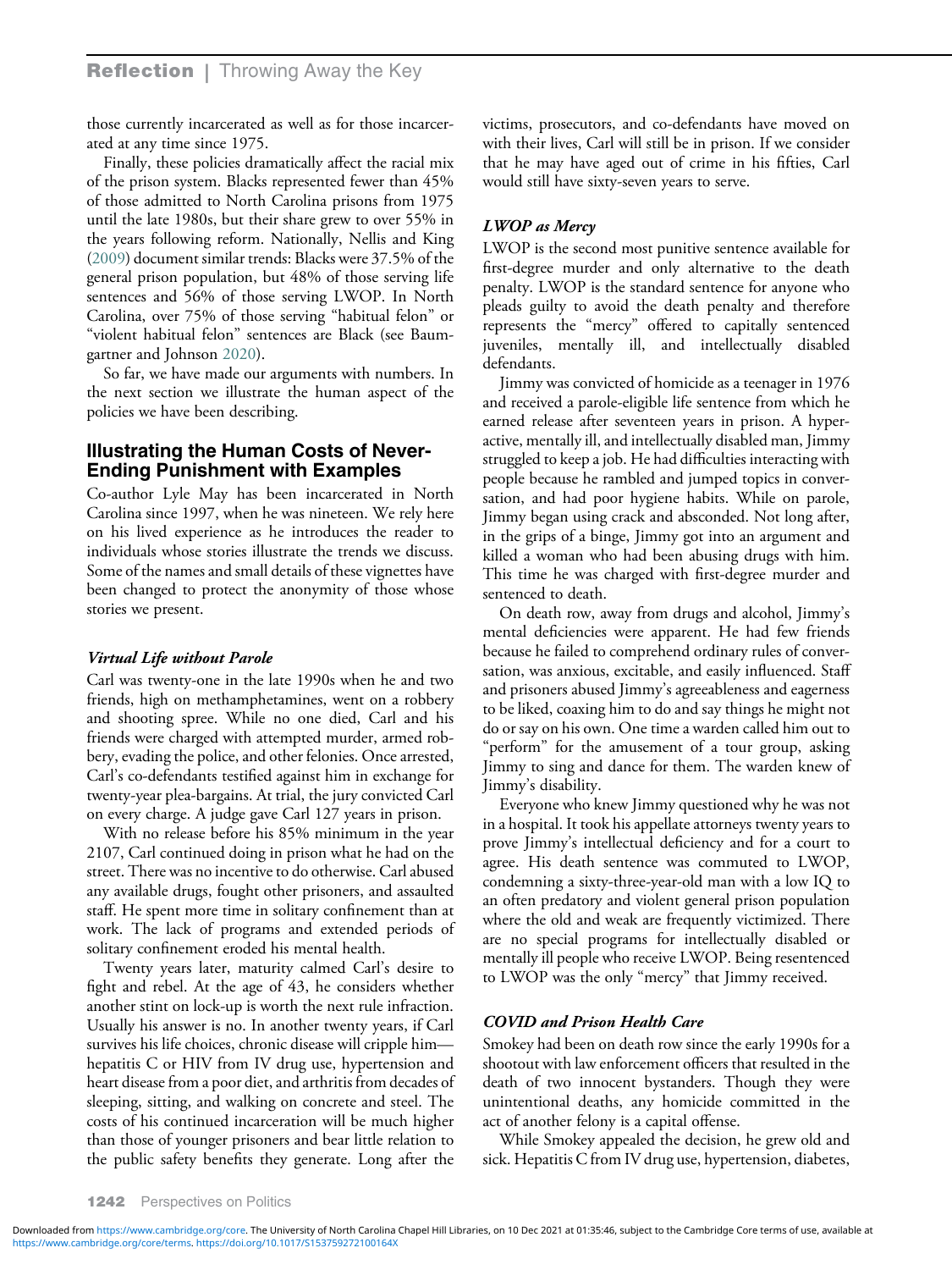those currently incarcerated as well as for those incarcerated at any time since 1975.

Finally, these policies dramatically affect the racial mix of the prison system. Blacks represented fewer than 45% of those admitted to North Carolina prisons from 1975 until the late 1980s, but their share grew to over 55% in the years following reform. Nationally, Nellis and King (2009) document similar trends: Blacks were 37.5% of the general prison population, but 48% of those serving life sentences and 56% of those serving LWOP. In North Carolina, over 75% of those serving "habitual felon" or "violent habitual felon" sentences are Black (see Baumgartner and Johnson 2020).

So far, we have made our arguments with numbers. In the next section we illustrate the human aspect of the policies we have been describing.

## Illustrating the Human Costs of Never-Ending Punishment with Examples

Co-author Lyle May has been incarcerated in North Carolina since 1997, when he was nineteen. We rely here on his lived experience as he introduces the reader to individuals whose stories illustrate the trends we discuss. Some of the names and small details of these vignettes have been changed to protect the anonymity of those whose stories we present.

### *Virtual Life without Parole*

Carl was twenty-one in the late 1990s when he and two friends, high on methamphetamines, went on a robbery and shooting spree. While no one died, Carl and his friends were charged with attempted murder, armed robbery, evading the police, and other felonies. Once arrested, Carl's co-defendants testified against him in exchange for twenty-year plea-bargains. At trial, the jury convicted Carl on every charge. A judge gave Carl 127 years in prison.

With no release before his 85% minimum in the year 2107, Carl continued doing in prison what he had on the street. There was no incentive to do otherwise. Carl abused any available drugs, fought other prisoners, and assaulted staff. He spent more time in solitary confinement than at work. The lack of programs and extended periods of solitary confinement eroded his mental health.

Twenty years later, maturity calmed Carl's desire to fight and rebel. At the age of 43, he considers whether another stint on lock-up is worth the next rule infraction. Usually his answer is no. In another twenty years, if Carl survives his life choices, chronic disease will cripple him—hepatitis C or HIV from IV drug use, hypertension and heart disease from a poor diet, and arthritis from decades of sleeping, sitting, and walking on concrete and steel. The costs of his continued incarceration will be much higher than those of younger prisoners and bear little relation to the public safety benefits they generate. Long after the victims, prosecutors, and co-defendants have moved on with their lives, Carl will still be in prison. If we consider that he may have aged out of crime in his fifties, Carl would still have sixty-seven years to serve.

### *LWOP as Mercy*

LWOP is the second most punitive sentence available for first-degree murder and only alternative to the death penalty. LWOP is the standard sentence for anyone who pleads guilty to avoid the death penalty and therefore represents the "mercy" offered to capitally sentenced juveniles, mentally ill, and intellectually disabled defendants.

Jimmy was convicted of homicide as a teenager in 1976 and received a parole-eligible life sentence from which he earned release after seventeen years in prison. A hyperactive, mentally ill, and intellectually disabled man, Jimmy struggled to keep a job. He had difficulties interacting with people because he rambled and jumped topics in conversation, and had poor hygiene habits. While on parole, Jimmy began using crack and absconded. Not long after, in the grips of a binge, Jimmy got into an argument and killed a woman who had been abusing drugs with him. This time he was charged with first-degree murder and sentenced to death.

On death row, away from drugs and alcohol, Jimmy's mental deficiencies were apparent. He had few friends because he failed to comprehend ordinary rules of conversation, was anxious, excitable, and easily influenced. Staff and prisoners abused Jimmy's agreeableness and eagerness to be liked, coaxing him to do and say things he might not do or say on his own. One time a warden called him out to "perform" for the amusement of a tour group, asking Jimmy to sing and dance for them. The warden knew of Jimmy's disability.

Everyone who knew Jimmy questioned why he was not in a hospital. It took his appellate attorneys twenty years to prove Jimmy's intellectual deficiency and for a court to agree. His death sentence was commuted to LWOP, condemning a sixty-three-year-old man with a low IQ to an often predatory and violent general prison population where the old and weak are frequently victimized. There are no special programs for intellectually disabled or mentally ill people who receive LWOP. Being resentenced to LWOP was the only "mercy" that Jimmy received.

### *COVID and Prison Health Care*

Smokey had been on death row since the early 1990s for a shootout with law enforcement officers that resulted in the death of two innocent bystanders. Though they were unintentional deaths, any homicide committed in the act of another felony is a capital offense.

While Smokey appealed the decision, he grew old and sick. Hepatitis C from IV drug use, hypertension, diabetes,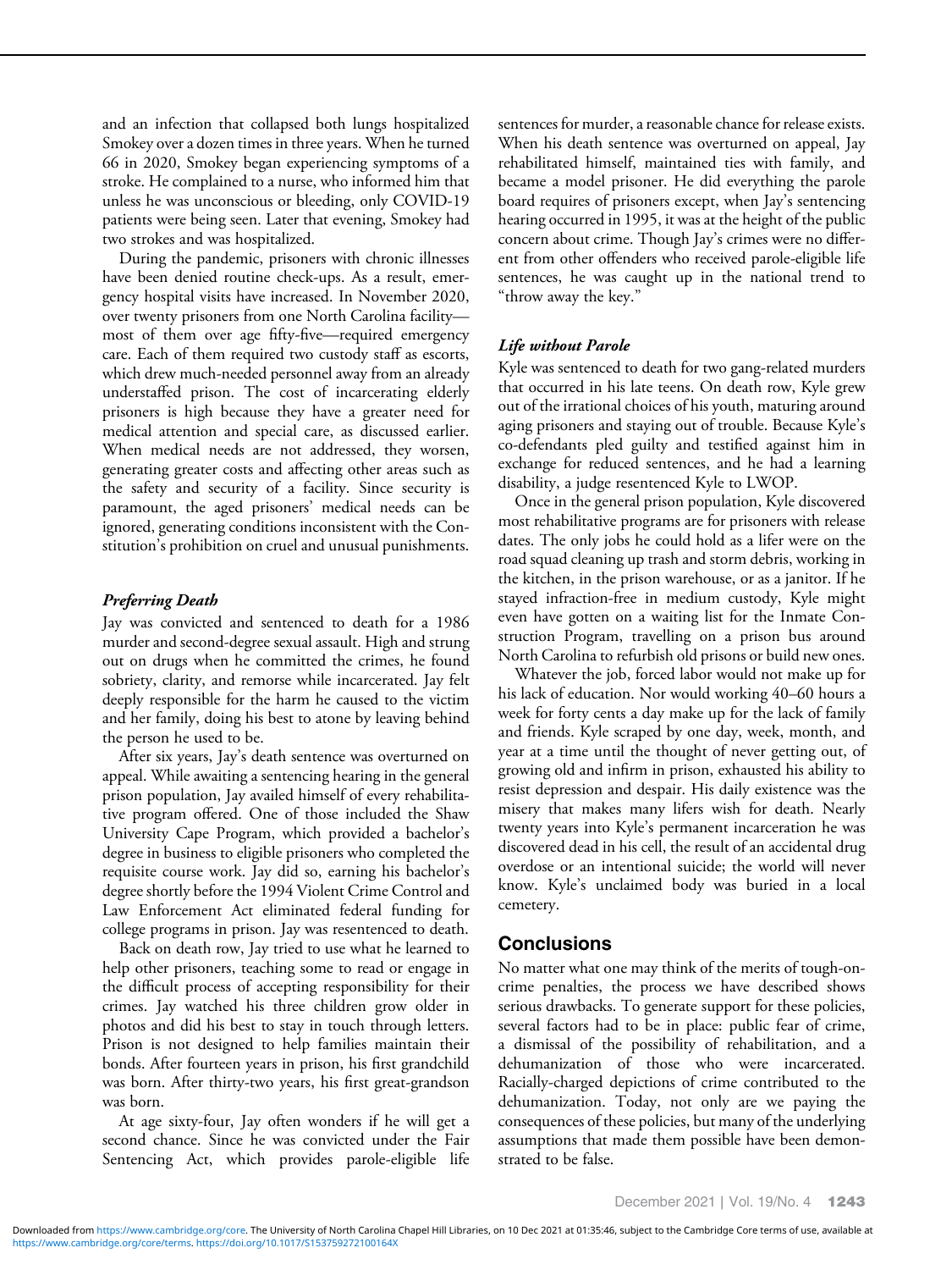and an infection that collapsed both lungs hospitalized Smokey over a dozen times in three years. When he turned 66 in 2020, Smokey began experiencing symptoms of a stroke. He complained to a nurse, who informed him that unless he was unconscious or bleeding, only COVID-19 patients were being seen. Later that evening, Smokey had two strokes and was hospitalized.

During the pandemic, prisoners with chronic illnesses have been denied routine check-ups. As a result, emergency hospital visits have increased. In November 2020, over twenty prisoners from one North Carolina facility—most of them over age fifty-five—required emergency care. Each of them required two custody staff as escorts, which drew much-needed personnel away from an already understaffed prison. The cost of incarcerating elderly prisoners is high because they have a greater need for medical attention and special care, as discussed earlier. When medical needs are not addressed, they worsen, generating greater costs and affecting other areas such as the safety and security of a facility. Since security is paramount, the aged prisoners' medical needs can be ignored, generating conditions inconsistent with the Constitution's prohibition on cruel and unusual punishments.

### *Preferring Death*

Jay was convicted and sentenced to death for a 1986 murder and second-degree sexual assault. High and strung out on drugs when he committed the crimes, he found sobriety, clarity, and remorse while incarcerated. Jay felt deeply responsible for the harm he caused to the victim and her family, doing his best to atone by leaving behind the person he used to be.

After six years, Jay's death sentence was overturned on appeal. While awaiting a sentencing hearing in the general prison population, Jay availed himself of every rehabilitative program offered. One of those included the Shaw University Cape Program, which provided a bachelor's degree in business to eligible prisoners who completed the requisite course work. Jay did so, earning his bachelor's degree shortly before the 1994 Violent Crime Control and Law Enforcement Act eliminated federal funding for college programs in prison. Jay was resentenced to death.

Back on death row, Jay tried to use what he learned to help other prisoners, teaching some to read or engage in the difficult process of accepting responsibility for their crimes. Jay watched his three children grow older in photos and did his best to stay in touch through letters. Prison is not designed to help families maintain their bonds. After fourteen years in prison, his first grandchild was born. After thirty-two years, his first great-grandson was born.

At age sixty-four, Jay often wonders if he will get a second chance. Since he was convicted under the Fair Sentencing Act, which provides parole-eligible life sentences for murder, a reasonable chance for release exists. When his death sentence was overturned on appeal, Jay rehabilitated himself, maintained ties with family, and became a model prisoner. He did everything the parole board requires of prisoners except, when Jay's sentencing hearing occurred in 1995, it was at the height of the public concern about crime. Though Jay's crimes were no different from other offenders who received parole-eligible life sentences, he was caught up in the national trend to "throw away the key."

### *Life without Parole*

Kyle was sentenced to death for two gang-related murders that occurred in his late teens. On death row, Kyle grew out of the irrational choices of his youth, maturing around aging prisoners and staying out of trouble. Because Kyle's co-defendants pled guilty and testified against him in exchange for reduced sentences, and he had a learning disability, a judge resentenced Kyle to LWOP.

Once in the general prison population, Kyle discovered most rehabilitative programs are for prisoners with release dates. The only jobs he could hold as a lifer were on the road squad cleaning up trash and storm debris, working in the kitchen, in the prison warehouse, or as a janitor. If he stayed infraction-free in medium custody, Kyle might even have gotten on a waiting list for the Inmate Construction Program, travelling on a prison bus around North Carolina to refurbish old prisons or build new ones.

Whatever the job, forced labor would not make up for his lack of education. Nor would working 40–60 hours a week for forty cents a day make up for the lack of family and friends. Kyle scraped by one day, week, month, and year at a time until the thought of never getting out, of growing old and infirm in prison, exhausted his ability to resist depression and despair. His daily existence was the misery that makes many lifers wish for death. Nearly twenty years into Kyle's permanent incarceration he was discovered dead in his cell, the result of an accidental drug overdose or an intentional suicide; the world will never know. Kyle's unclaimed body was buried in a local cemetery.

## Conclusions

No matter what one may think of the merits of tough-on-crime penalties, the process we have described shows serious drawbacks. To generate support for these policies, several factors had to be in place: public fear of crime, a dismissal of the possibility of rehabilitation, and a dehumanization of those who were incarcerated. Racially-charged depictions of crime contributed to the dehumanization. Today, not only are we paying the consequences of these policies, but many of the underlying assumptions that made them possible have been demonstrated to be false.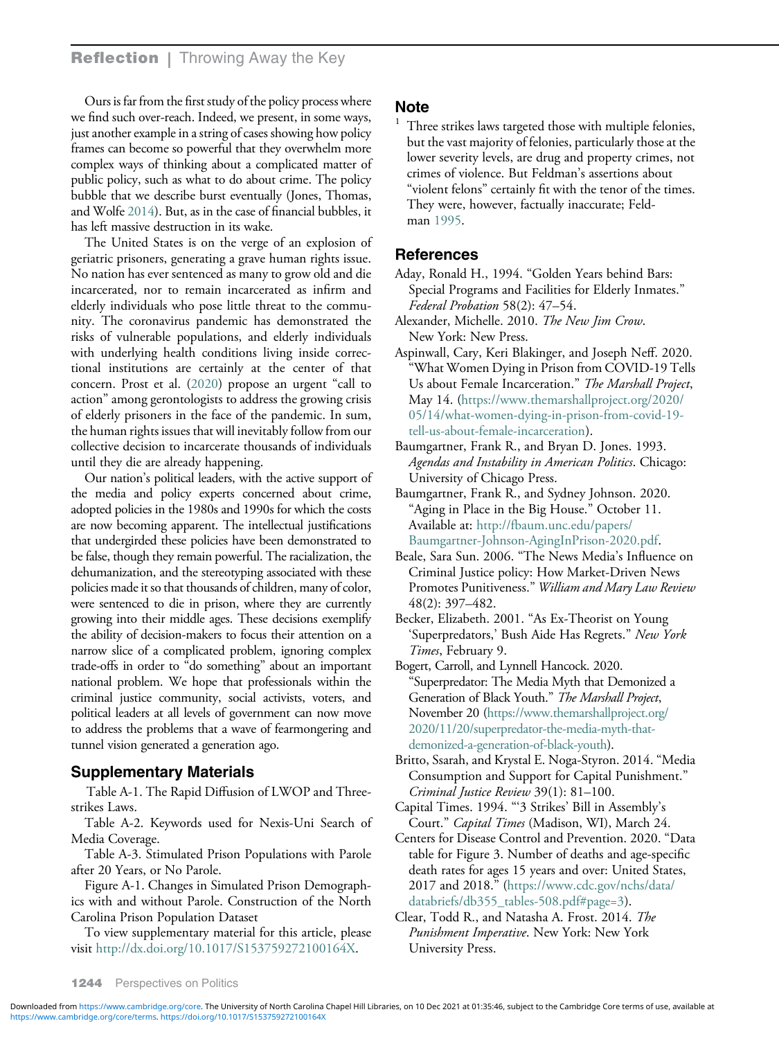Ours is far from the first study of the policy process where we find such over-reach. Indeed, we present, in some ways, just another example in a string of cases showing how policy frames can become so powerful that they overwhelm more complex ways of thinking about a complicated matter of public policy, such as what to do about crime. The policy bubble that we describe burst eventually (Jones, Thomas, and Wolfe 2014). But, as in the case of financial bubbles, it has left massive destruction in its wake.

The United States is on the verge of an explosion of geriatric prisoners, generating a grave human rights issue. No nation has ever sentenced as many to grow old and die incarcerated, nor to remain incarcerated as infirm and elderly individuals who pose little threat to the community. The coronavirus pandemic has demonstrated the risks of vulnerable populations, and elderly individuals with underlying health conditions living inside correctional institutions are certainly at the center of that concern. Prost et al. (2020) propose an urgent "call to action" among gerontologists to address the growing crisis of elderly prisoners in the face of the pandemic. In sum, the human rights issues that will inevitably follow from our collective decision to incarcerate thousands of individuals until they die are already happening.

Our nation's political leaders, with the active support of the media and policy experts concerned about crime, adopted policies in the 1980s and 1990s for which the costs are now becoming apparent. The intellectual justifications that undergirded these policies have been demonstrated to be false, though they remain powerful. The racialization, the dehumanization, and the stereotyping associated with these policies made it so that thousands of children, many of color, were sentenced to die in prison, where they are currently growing into their middle ages. These decisions exemplify the ability of decision-makers to focus their attention on a narrow slice of a complicated problem, ignoring complex trade-offs in order to "do something" about an important national problem. We hope that professionals within the criminal justice community, social activists, voters, and political leaders at all levels of government can now move to address the problems that a wave of fearmongering and tunnel vision generated a generation ago.

## Supplementary Materials

Table A-1. The Rapid Diffusion of LWOP and Three-strikes Laws.

Table A-2. Keywords used for Nexis-Uni Search of Media Coverage.

Table A-3. Stimulated Prison Populations with Parole after 20 Years, or No Parole.

Figure A-1. Changes in Simulated Prison Demographics with and without Parole. Construction of the North Carolina Prison Population Dataset

To view supplementary material for this article, please visit http://dx.doi.org/10.1017/S153759272100164X.

## Note

[1] Three strikes laws targeted those with multiple felonies, but the vast majority of felonies, particularly those at the lower severity levels, are drug and property crimes, not crimes of violence. But Feldman's assertions about "violent felons" certainly fit with the tenor of the times. They were, however, factually inaccurate; Feldman 1995.

## References

Aday, Ronald H., 1994. "Golden Years behind Bars: Special Programs and Facilities for Elderly Inmates." *Federal Probation* 58(2): 47–54.

Alexander, Michelle. 2010. *The New Jim Crow*. New York: New Press.

Aspinwall, Cary, Keri Blakinger, and Joseph Neff. 2020. "What Women Dying in Prison from COVID-19 Tells Us about Female Incarceration." *The Marshall Project*, May 14. (https://www.themarshallproject.org/2020/05/14/what-women-dying-in-prison-from-covid-19-tell-us-about-female-incarceration).

Baumgartner, Frank R., and Bryan D. Jones. 1993. *Agendas and Instability in American Politics*. Chicago: University of Chicago Press.

Baumgartner, Frank R., and Sydney Johnson. 2020. "Aging in Place in the Big House." October 11. Available at: http://fbaum.unc.edu/papers/Baumgartner-Johnson-AgingInPrison-2020.pdf.

Beale, Sara Sun. 2006. "The News Media's Influence on Criminal Justice policy: How Market-Driven News Promotes Punitiveness." *William and Mary Law Review* 48(2): 397–482.

Becker, Elizabeth. 2001. "As Ex-Theorist on Young 'Superpredators,' Bush Aide Has Regrets." *New York Times*, February 9.

Bogert, Carroll, and Lynnell Hancock. 2020. "Superpredator: The Media Myth that Demonized a Generation of Black Youth." *The Marshall Project*, November 20 (https://www.themarshallproject.org/2020/11/20/superpredator-the-media-myth-that-demonized-a-generation-of-black-youth).

Britto, Ssarah, and Krystal E. Noga-Styron. 2014. "Media Consumption and Support for Capital Punishment." *Criminal Justice Review* 39(1): 81–100.

Capital Times. 1994. "'3 Strikes' Bill in Assembly's Court." *Capital Times* (Madison, WI), March 24.

Centers for Disease Control and Prevention. 2020. "Data table for Figure 3. Number of deaths and age-specific death rates for ages 15 years and over: United States, 2017 and 2018." (https://www.cdc.gov/nchs/data/databriefs/db355_tables-508.pdf#page=3).

Clear, Todd R., and Natasha A. Frost. 2014. *The Punishment Imperative*. New York: New York University Press.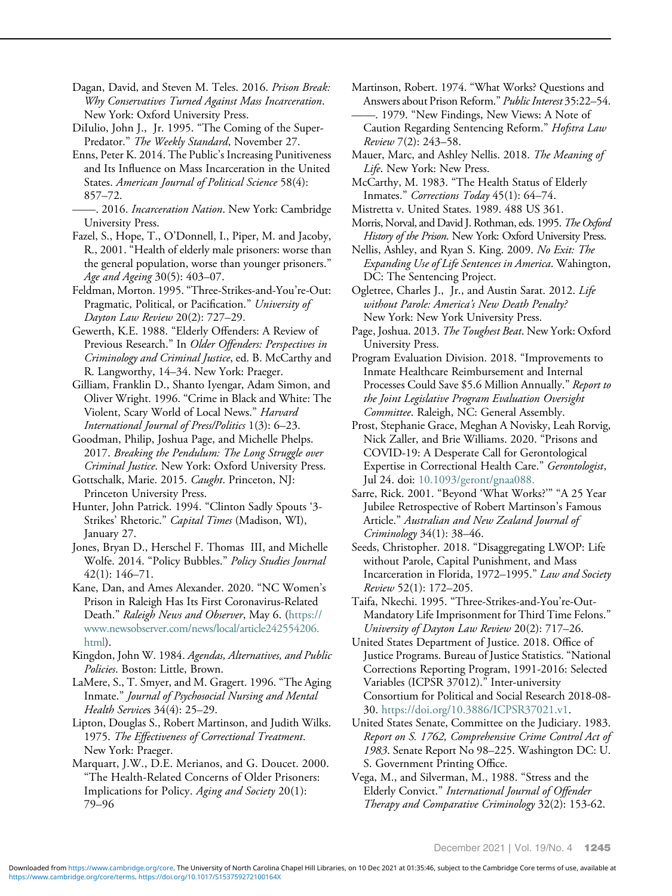Dagan, David, and Steven M. Teles. 2016. *Prison Break: Why Conservatives Turned Against Mass Incarceration*. New York: Oxford University Press.

DiIulio, John J., Jr. 1995. "The Coming of the Super-Predator." *The Weekly Standard*, November 27.

Enns, Peter K. 2014. The Public's Increasing Punitiveness and Its Influence on Mass Incarceration in the United States. *American Journal of Political Science* 58(4): 857–72.

——. 2016. *Incarceration Nation*. New York: Cambridge University Press.

Fazel, S., Hope, T., O'Donnell, I., Piper, M. and Jacoby, R., 2001. "Health of elderly male prisoners: worse than the general population, worse than younger prisoners." *Age and Ageing* 30(5): 403–07.

Feldman, Morton. 1995. "Three-Strikes-and-You're-Out: Pragmatic, Political, or Pacification." *University of Dayton Law Review* 20(2): 727–29.

Gewerth, K.E. 1988. "Elderly Offenders: A Review of Previous Research." In *Older Offenders: Perspectives in Criminology and Criminal Justice*, ed. B. McCarthy and R. Langworthy, 14–34. New York: Praeger.

Gilliam, Franklin D., Shanto Iyengar, Adam Simon, and Oliver Wright. 1996. "Crime in Black and White: The Violent, Scary World of Local News." *Harvard International Journal of Press/Politics* 1(3): 6–23.

Goodman, Philip, Joshua Page, and Michelle Phelps. 2017. *Breaking the Pendulum: The Long Struggle over Criminal Justice*. New York: Oxford University Press.

Gottschalk, Marie. 2015. *Caught*. Princeton, NJ: Princeton University Press.

Hunter, John Patrick. 1994. "Clinton Sadly Spouts '3-Strikes' Rhetoric." *Capital Times* (Madison, WI), January 27.

Jones, Bryan D., Herschel F. Thomas III, and Michelle Wolfe. 2014. "Policy Bubbles." *Policy Studies Journal* 42(1): 146–71.

Kane, Dan, and Ames Alexander. 2020. "NC Women's Prison in Raleigh Has Its First Coronavirus-Related Death." *Raleigh News and Observer*, May 6. (https://www.newsobserver.com/news/local/article242554206.html).

Kingdon, John W. 1984. *Agendas, Alternatives, and Public Policies*. Boston: Little, Brown.

LaMere, S., T. Smyer, and M. Gragert. 1996. "The Aging Inmate." *Journal of Psychosocial Nursing and Mental Health Services* 34(4): 25–29.

Lipton, Douglas S., Robert Martinson, and Judith Wilks. 1975. *The Effectiveness of Correctional Treatment*. New York: Praeger.

Marquart, J.W., D.E. Merianos, and G. Doucet. 2000. "The Health-Related Concerns of Older Prisoners: Implications for Policy. *Aging and Society* 20(1): 79–96

Martinson, Robert. 1974. "What Works? Questions and Answers about Prison Reform." *Public Interest* 35:22–54.

——. 1979. "New Findings, New Views: A Note of Caution Regarding Sentencing Reform." *Hofstra Law Review* 7(2): 243–58.

Mauer, Marc, and Ashley Nellis. 2018. *The Meaning of Life*. New York: New Press.

McCarthy, M. 1983. "The Health Status of Elderly Inmates." *Corrections Today* 45(1): 64–74.

Mistretta v. United States. 1989. 488 US 361.

Morris, Norval, and David J. Rothman, eds. 1995. *The Oxford History of the Prison*. New York: Oxford University Press.

Nellis, Ashley, and Ryan S. King. 2009. *No Exit: The Expanding Use of Life Sentences in America*. Wahington, DC: The Sentencing Project.

Ogletree, Charles J., Jr., and Austin Sarat. 2012. *Life without Parole: America's New Death Penalty?* New York: New York University Press.

Page, Joshua. 2013. *The Toughest Beat*. New York: Oxford University Press.

Program Evaluation Division. 2018. "Improvements to Inmate Healthcare Reimbursement and Internal Processes Could Save $5.6 Million Annually." *Report to the Joint Legislative Program Evaluation Oversight Committee*. Raleigh, NC: General Assembly.

Prost, Stephanie Grace, Meghan A Novisky, Leah Rorvig, Nick Zaller, and Brie Williams. 2020. "Prisons and COVID-19: A Desperate Call for Gerontological Expertise in Correctional Health Care." *Gerontologist*, Jul 24. doi: 10.1093/geront/gnaa088.

Sarre, Rick. 2001. "Beyond 'What Works?'" "A 25 Year Jubilee Retrospective of Robert Martinson's Famous Article." *Australian and New Zealand Journal of Criminology* 34(1): 38–46.

Seeds, Christopher. 2018. "Disaggregating LWOP: Life without Parole, Capital Punishment, and Mass Incarceration in Florida, 1972–1995." *Law and Society Review* 52(1): 172–205.

Taifa, Nkechi. 1995. "Three-Strikes-and-You're-Out-Mandatory Life Imprisonment for Third Time Felons." *University of Dayton Law Review* 20(2): 717–26.

United States Department of Justice. 2018. Office of Justice Programs. Bureau of Justice Statistics. "National Corrections Reporting Program, 1991-2016: Selected Variables (ICPSR 37012)." Inter-university Consortium for Political and Social Research 2018-08-30. https://doi.org/10.3886/ICPSR37021.v1.

United States Senate, Committee on the Judiciary. 1983. *Report on S. 1762, Comprehensive Crime Control Act of 1983*. Senate Report No 98–225. Washington DC: U. S. Government Printing Office.

Vega, M., and Silverman, M., 1988. "Stress and the Elderly Convict." *International Journal of Offender Therapy and Comparative Criminology* 32(2): 153-62.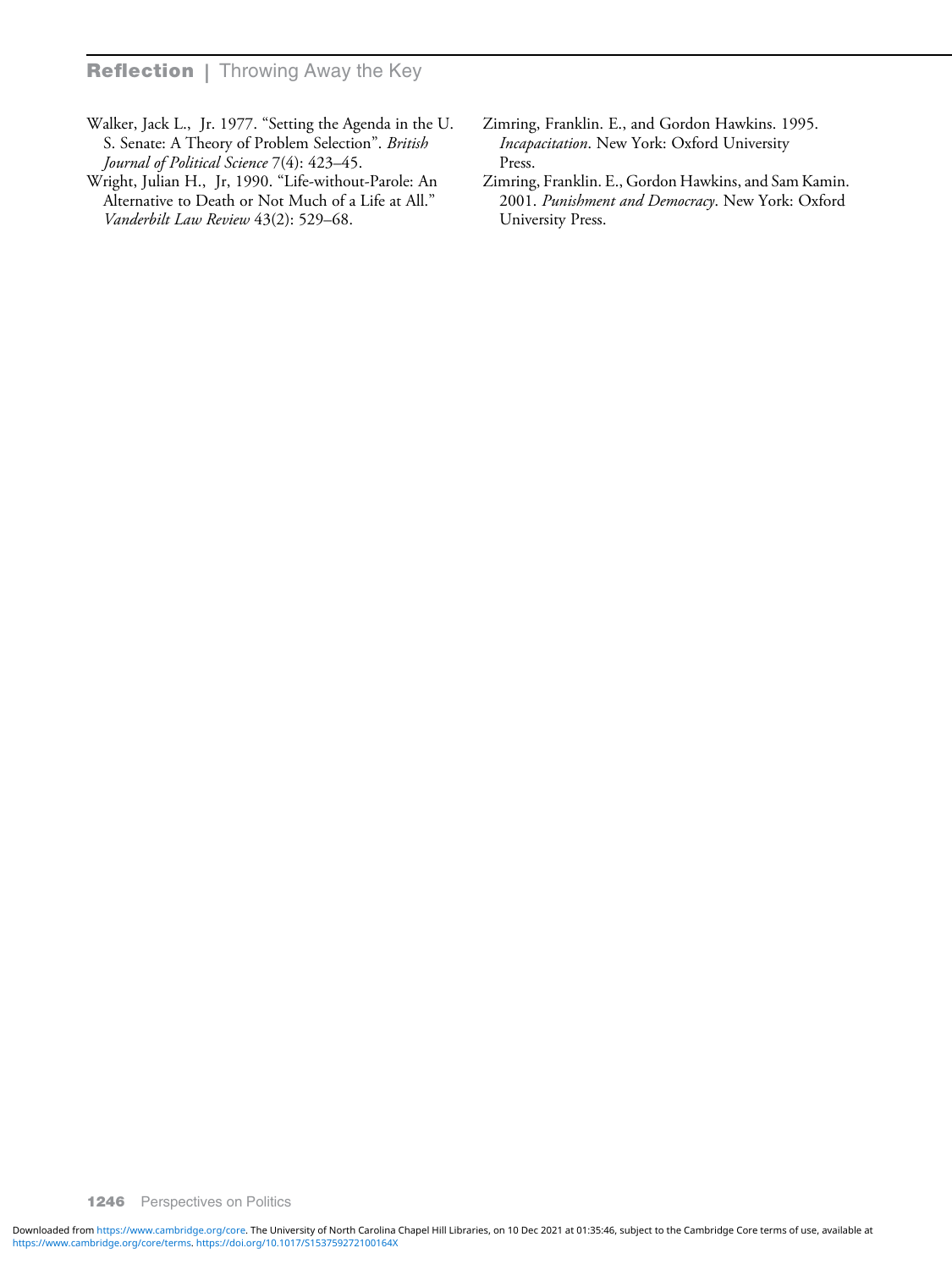Walker, Jack L., Jr. 1977. "Setting the Agenda in the U. S. Senate: A Theory of Problem Selection". *British Journal of Political Science* 7(4): 423–45.

Wright, Julian H., Jr, 1990. "Life-without-Parole: An Alternative to Death or Not Much of a Life at All." *Vanderbilt Law Review* 43(2): 529–68.

Zimring, Franklin. E., and Gordon Hawkins. 1995. *Incapacitation*. New York: Oxford University Press.

Zimring, Franklin. E., Gordon Hawkins, and Sam Kamin. 2001. *Punishment and Democracy*. New York: Oxford University Press.